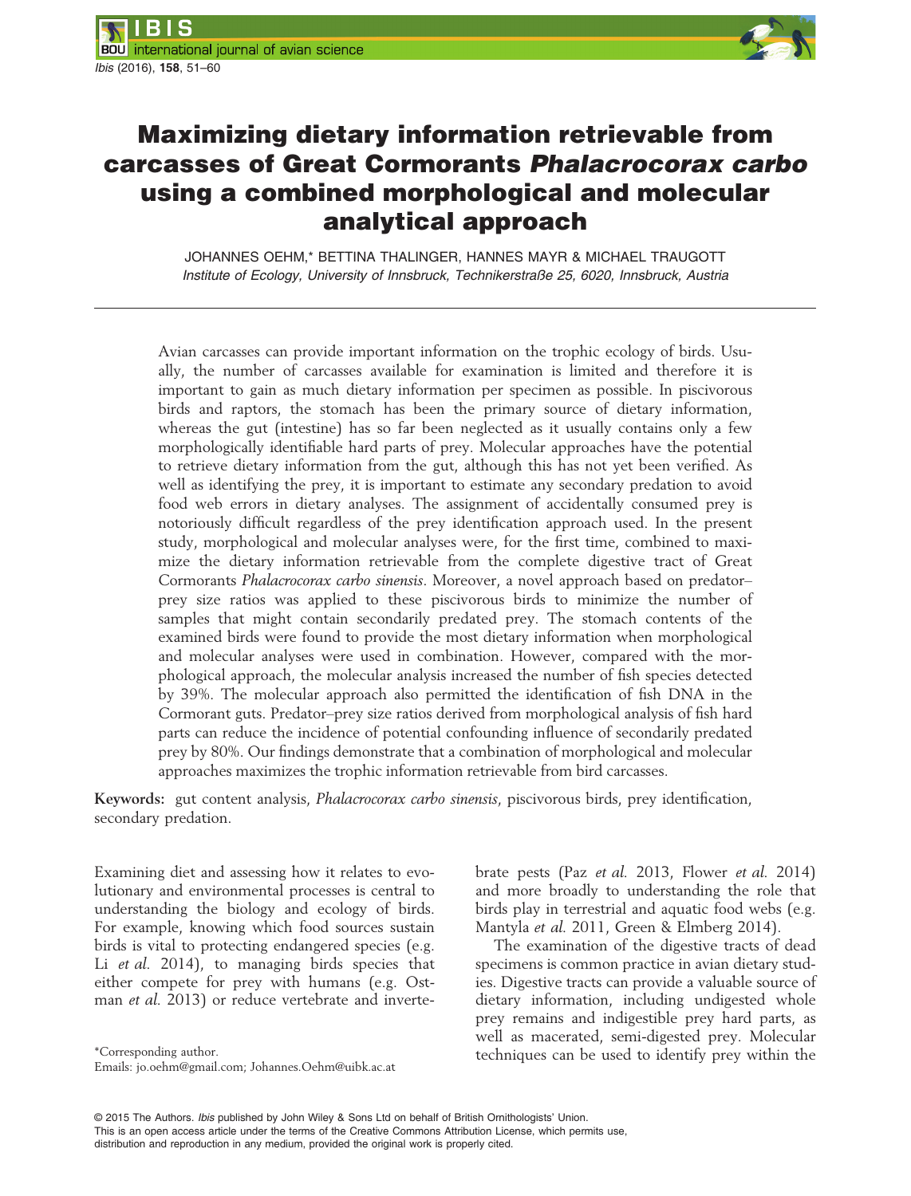# Maximizing dietary information retrievable from carcasses of Great Cormorants *Phalacrocorax carbo* using a combined morphological and molecular analytical approach

JOHANNES OEHM,* BETTINA THALINGER, HANNES MAYR & MICHAEL TRAUGOTT

*Institute of Ecology, University of Innsbruck, Technikerstraße 25, 6020, Innsbruck, Austria*

Avian carcasses can provide important information on the trophic ecology of birds. Usually, the number of carcasses available for examination is limited and therefore it is important to gain as much dietary information per specimen as possible. In piscivorous birds and raptors, the stomach has been the primary source of dietary information, whereas the gut (intestine) has so far been neglected as it usually contains only a few morphologically identifiable hard parts of prey. Molecular approaches have the potential to retrieve dietary information from the gut, although this has not yet been verified. As well as identifying the prey, it is important to estimate any secondary predation to avoid food web errors in dietary analyses. The assignment of accidentally consumed prey is notoriously difficult regardless of the prey identification approach used. In the present study, morphological and molecular analyses were, for the first time, combined to maximize the dietary information retrievable from the complete digestive tract of Great Cormorants *Phalacrocorax carbo sinensis*. Moreover, a novel approach based on predator–prey size ratios was applied to these piscivorous birds to minimize the number of samples that might contain secondarily predated prey. The stomach contents of the examined birds were found to provide the most dietary information when morphological and molecular analyses were used in combination. However, compared with the morphological approach, the molecular analysis increased the number of fish species detected by 39%. The molecular approach also permitted the identification of fish DNA in the Cormorant guts. Predator–prey size ratios derived from morphological analysis of fish hard parts can reduce the incidence of potential confounding influence of secondarily predated prey by 80%. Our findings demonstrate that a combination of morphological and molecular approaches maximizes the trophic information retrievable from bird carcasses.

**Keywords:** gut content analysis, *Phalacrocorax carbo sinensis*, piscivorous birds, prey identification, secondary predation.

Examining diet and assessing how it relates to evolutionary and environmental processes is central to understanding the biology and ecology of birds. For example, knowing which food sources sustain birds is vital to protecting endangered species (e.g. Li *et al.* 2014), to managing birds species that either compete for prey with humans (e.g. Ostman *et al.* 2013) or reduce vertebrate and invertebrate pests (Paz *et al.* 2013, Flower *et al.* 2014) and more broadly to understanding the role that birds play in terrestrial and aquatic food webs (e.g. Mantyla *et al.* 2011, Green & Elmberg 2014).

The examination of the digestive tracts of dead specimens is common practice in avian dietary studies. Digestive tracts can provide a valuable source of dietary information, including undigested whole prey remains and indigestible prey hard parts, as well as macerated, semi-digested prey. Molecular techniques can be used to identify prey within the

*Corresponding author.
Emails: jo.oehm@gmail.com; Johannes.Oehm@uibk.ac.at

© 2015 The Authors. *Ibis* published by John Wiley & Sons Ltd on behalf of British Ornithologists' Union.
This is an open access article under the terms of the Creative Commons Attribution License, which permits use, distribution and reproduction in any medium, provided the original work is properly cited.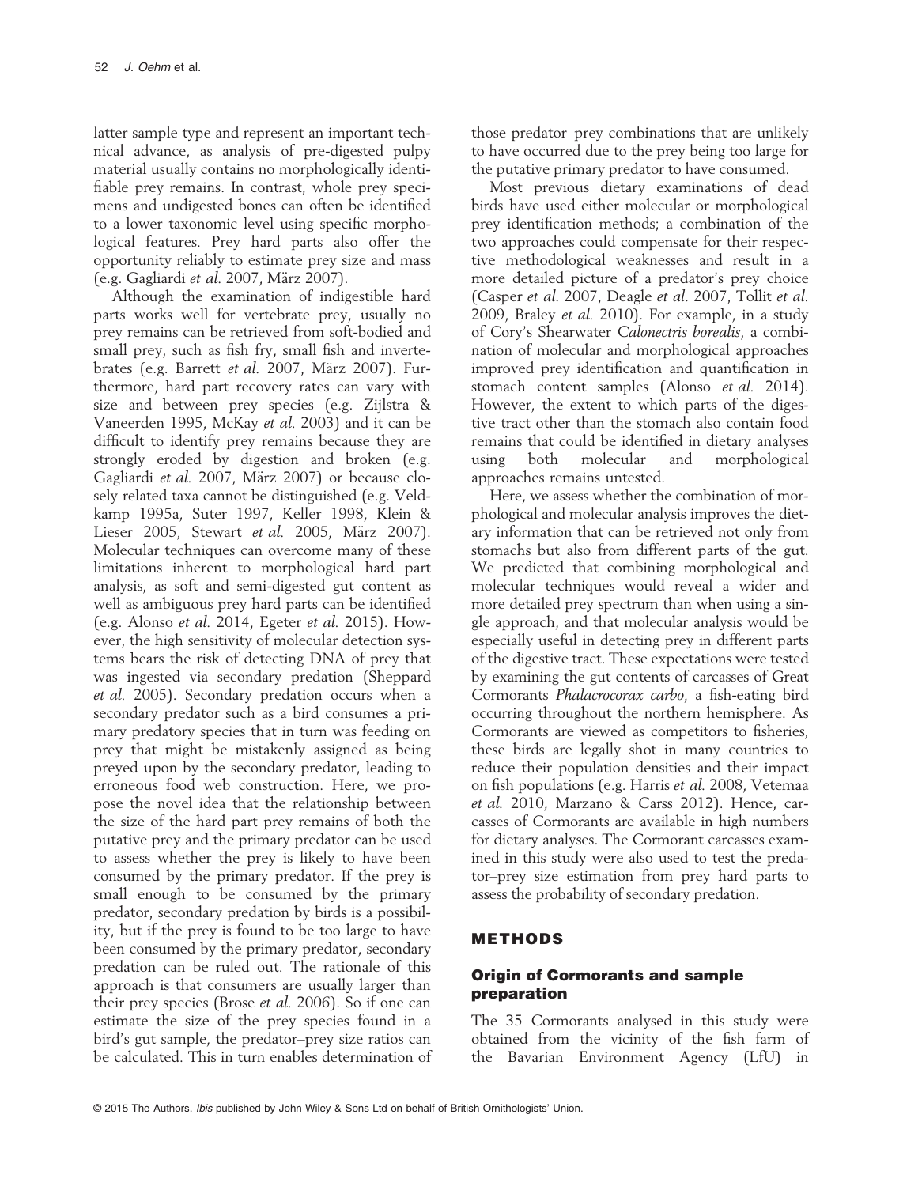latter sample type and represent an important technical advance, as analysis of pre-digested pulpy material usually contains no morphologically identifiable prey remains. In contrast, whole prey specimens and undigested bones can often be identified to a lower taxonomic level using specific morphological features. Prey hard parts also offer the opportunity reliably to estimate prey size and mass (e.g. Gagliardi *et al.* 2007, März 2007).

Although the examination of indigestible hard parts works well for vertebrate prey, usually no prey remains can be retrieved from soft-bodied and small prey, such as fish fry, small fish and invertebrates (e.g. Barrett *et al.* 2007, März 2007). Furthermore, hard part recovery rates can vary with size and between prey species (e.g. Zijlstra & Vaneerden 1995, McKay *et al.* 2003) and it can be difficult to identify prey remains because they are strongly eroded by digestion and broken (e.g. Gagliardi *et al.* 2007, März 2007) or because closely related taxa cannot be distinguished (e.g. Veldkamp 1995a, Suter 1997, Keller 1998, Klein & Lieser 2005, Stewart *et al.* 2005, März 2007). Molecular techniques can overcome many of these limitations inherent to morphological hard part analysis, as soft and semi-digested gut content as well as ambiguous prey hard parts can be identified (e.g. Alonso *et al.* 2014, Egeter *et al.* 2015). However, the high sensitivity of molecular detection systems bears the risk of detecting DNA of prey that was ingested via secondary predation (Sheppard *et al.* 2005). Secondary predation occurs when a secondary predator such as a bird consumes a primary predatory species that in turn was feeding on prey that might be mistakenly assigned as being preyed upon by the secondary predator, leading to erroneous food web construction. Here, we propose the novel idea that the relationship between the size of the hard part prey remains of both the putative prey and the primary predator can be used to assess whether the prey is likely to have been consumed by the primary predator. If the prey is small enough to be consumed by the primary predator, secondary predation by birds is a possibility, but if the prey is found to be too large to have been consumed by the primary predator, secondary predation can be ruled out. The rationale of this approach is that consumers are usually larger than their prey species (Brose *et al.* 2006). So if one can estimate the size of the prey species found in a bird's gut sample, the predator–prey size ratios can be calculated. This in turn enables determination of those predator–prey combinations that are unlikely to have occurred due to the prey being too large for the putative primary predator to have consumed.

Most previous dietary examinations of dead birds have used either molecular or morphological prey identification methods; a combination of the two approaches could compensate for their respective methodological weaknesses and result in a more detailed picture of a predator's prey choice (Casper *et al.* 2007, Deagle *et al.* 2007, Tollit *et al.* 2009, Braley *et al.* 2010). For example, in a study of Cory's Shearwater *Calonectris borealis*, a combination of molecular and morphological approaches improved prey identification and quantification in stomach content samples (Alonso *et al.* 2014). However, the extent to which parts of the digestive tract other than the stomach also contain food remains that could be identified in dietary analyses using both molecular and morphological approaches remains untested.

Here, we assess whether the combination of morphological and molecular analysis improves the dietary information that can be retrieved not only from stomachs but also from different parts of the gut. We predicted that combining morphological and molecular techniques would reveal a wider and more detailed prey spectrum than when using a single approach, and that molecular analysis would be especially useful in detecting prey in different parts of the digestive tract. These expectations were tested by examining the gut contents of carcasses of Great Cormorants *Phalacrocorax carbo*, a fish-eating bird occurring throughout the northern hemisphere. As Cormorants are viewed as competitors to fisheries, these birds are legally shot in many countries to reduce their population densities and their impact on fish populations (e.g. Harris *et al.* 2008, Vetemaa *et al.* 2010, Marzano & Carss 2012). Hence, carcasses of Cormorants are available in high numbers for dietary analyses. The Cormorant carcasses examined in this study were also used to test the predator–prey size estimation from prey hard parts to assess the probability of secondary predation.

## METHODS

### Origin of Cormorants and sample preparation

The 35 Cormorants analysed in this study were obtained from the vicinity of the fish farm of the Bavarian Environment Agency (LfU) in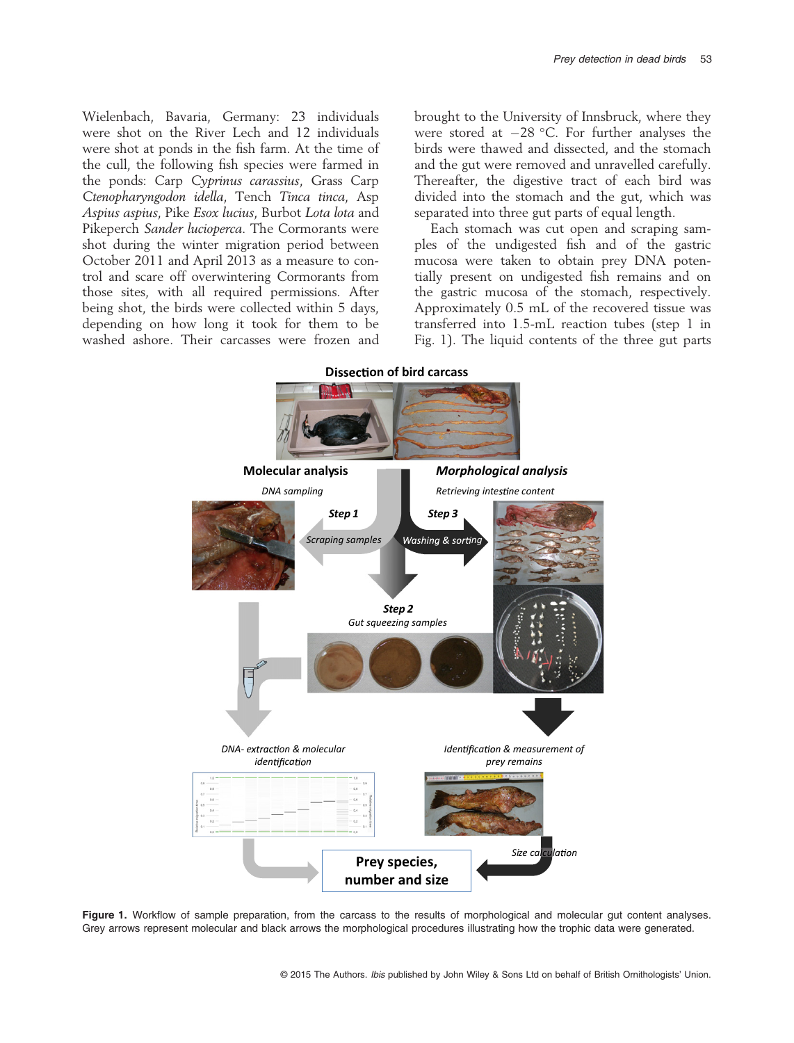Wielenbach, Bavaria, Germany: 23 individuals were shot on the River Lech and 12 individuals were shot at ponds in the fish farm. At the time of the cull, the following fish species were farmed in the ponds: Carp *Cyprinus carassius*, Grass Carp *Ctenopharyngodon idella*, Tench *Tinca tinca*, Asp *Aspius aspius*, Pike *Esox lucius*, Burbot *Lota lota* and Pikeperch *Sander lucioperca*. The Cormorants were shot during the winter migration period between October 2011 and April 2013 as a measure to control and scare off overwintering Cormorants from those sites, with all required permissions. After being shot, the birds were collected within 5 days, depending on how long it took for them to be washed ashore. Their carcasses were frozen and brought to the University of Innsbruck, where they were stored at −28 °C. For further analyses the birds were thawed and dissected, and the stomach and the gut were removed and unravelled carefully. Thereafter, the digestive tract of each bird was divided into the stomach and the gut, which was separated into three gut parts of equal length.

Each stomach was cut open and scraping samples of the undigested fish and of the gastric mucosa were taken to obtain prey DNA potentially present on undigested fish remains and on the gastric mucosa of the stomach, respectively. Approximately 0.5 mL of the recovered tissue was transferred into 1.5-mL reaction tubes (step 1 in Fig. 1). The liquid contents of the three gut parts

**Figure 1.** Workflow of sample preparation, from the carcass to the results of morphological and molecular gut content analyses. Grey arrows represent molecular and black arrows the morphological procedures illustrating how the trophic data were generated.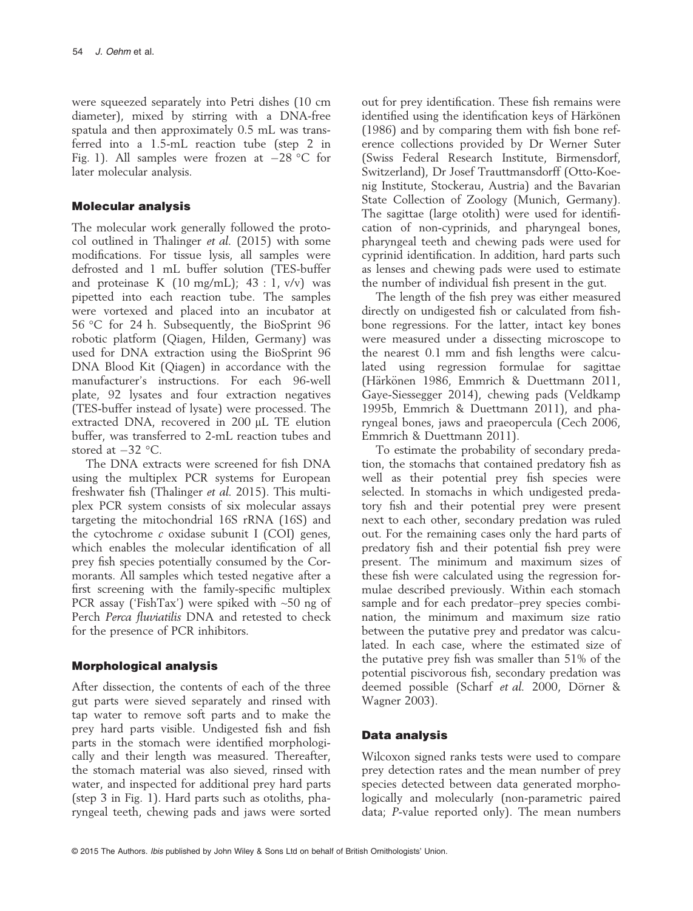were squeezed separately into Petri dishes (10 cm diameter), mixed by stirring with a DNA-free spatula and then approximately 0.5 mL was transferred into a 1.5-mL reaction tube (step 2 in Fig. 1). All samples were frozen at −28 °C for later molecular analysis.

## Molecular analysis

The molecular work generally followed the protocol outlined in Thalinger *et al.* (2015) with some modifications. For tissue lysis, all samples were defrosted and 1 mL buffer solution (TES-buffer and proteinase K (10 mg/mL); 43 : 1, v/v) was pipetted into each reaction tube. The samples were vortexed and placed into an incubator at 56 °C for 24 h. Subsequently, the BioSprint 96 robotic platform (Qiagen, Hilden, Germany) was used for DNA extraction using the BioSprint 96 DNA Blood Kit (Qiagen) in accordance with the manufacturer's instructions. For each 96-well plate, 92 lysates and four extraction negatives (TES-buffer instead of lysate) were processed. The extracted DNA, recovered in 200 μL TE elution buffer, was transferred to 2-mL reaction tubes and stored at −32 °C.

The DNA extracts were screened for fish DNA using the multiplex PCR systems for European freshwater fish (Thalinger *et al.* 2015). This multiplex PCR system consists of six molecular assays targeting the mitochondrial 16S rRNA (16S) and the cytochrome *c* oxidase subunit I (COI) genes, which enables the molecular identification of all prey fish species potentially consumed by the Cormorants. All samples which tested negative after a first screening with the family-specific multiplex PCR assay ('FishTax') were spiked with ~50 ng of Perch *Perca fluviatilis* DNA and retested to check for the presence of PCR inhibitors.

## Morphological analysis

After dissection, the contents of each of the three gut parts were sieved separately and rinsed with tap water to remove soft parts and to make the prey hard parts visible. Undigested fish and fish parts in the stomach were identified morphologically and their length was measured. Thereafter, the stomach material was also sieved, rinsed with water, and inspected for additional prey hard parts (step 3 in Fig. 1). Hard parts such as otoliths, pharyngeal teeth, chewing pads and jaws were sorted out for prey identification. These fish remains were identified using the identification keys of Härkönen (1986) and by comparing them with fish bone reference collections provided by Dr Werner Suter (Swiss Federal Research Institute, Birmensdorf, Switzerland), Dr Josef Trauttmansdorff (Otto-Koenig Institute, Stockerau, Austria) and the Bavarian State Collection of Zoology (Munich, Germany). The sagittae (large otolith) were used for identification of non-cyprinids, and pharyngeal bones, pharyngeal teeth and chewing pads were used for cyprinid identification. In addition, hard parts such as lenses and chewing pads were used to estimate the number of individual fish present in the gut.

The length of the fish prey was either measured directly on undigested fish or calculated from fishbone regressions. For the latter, intact key bones were measured under a dissecting microscope to the nearest 0.1 mm and fish lengths were calculated using regression formulae for sagittae (Härkönen 1986, Emmrich & Duettmann 2011, Gaye-Siessegger 2014), chewing pads (Veldkamp 1995b, Emmrich & Duettmann 2011), and pharyngeal bones, jaws and praeopercula (Cech 2006, Emmrich & Duettmann 2011).

To estimate the probability of secondary predation, the stomachs that contained predatory fish as well as their potential prey fish species were selected. In stomachs in which undigested predatory fish and their potential prey were present next to each other, secondary predation was ruled out. For the remaining cases only the hard parts of predatory fish and their potential fish prey were present. The minimum and maximum sizes of these fish were calculated using the regression formulae described previously. Within each stomach sample and for each predator–prey species combination, the minimum and maximum size ratio between the putative prey and predator was calculated. In each case, where the estimated size of the putative prey fish was smaller than 51% of the potential piscivorous fish, secondary predation was deemed possible (Scharf *et al.* 2000, Dörner & Wagner 2003).

## Data analysis

Wilcoxon signed ranks tests were used to compare prey detection rates and the mean number of prey species detected between data generated morphologically and molecularly (non-parametric paired data; *P*-value reported only). The mean numbers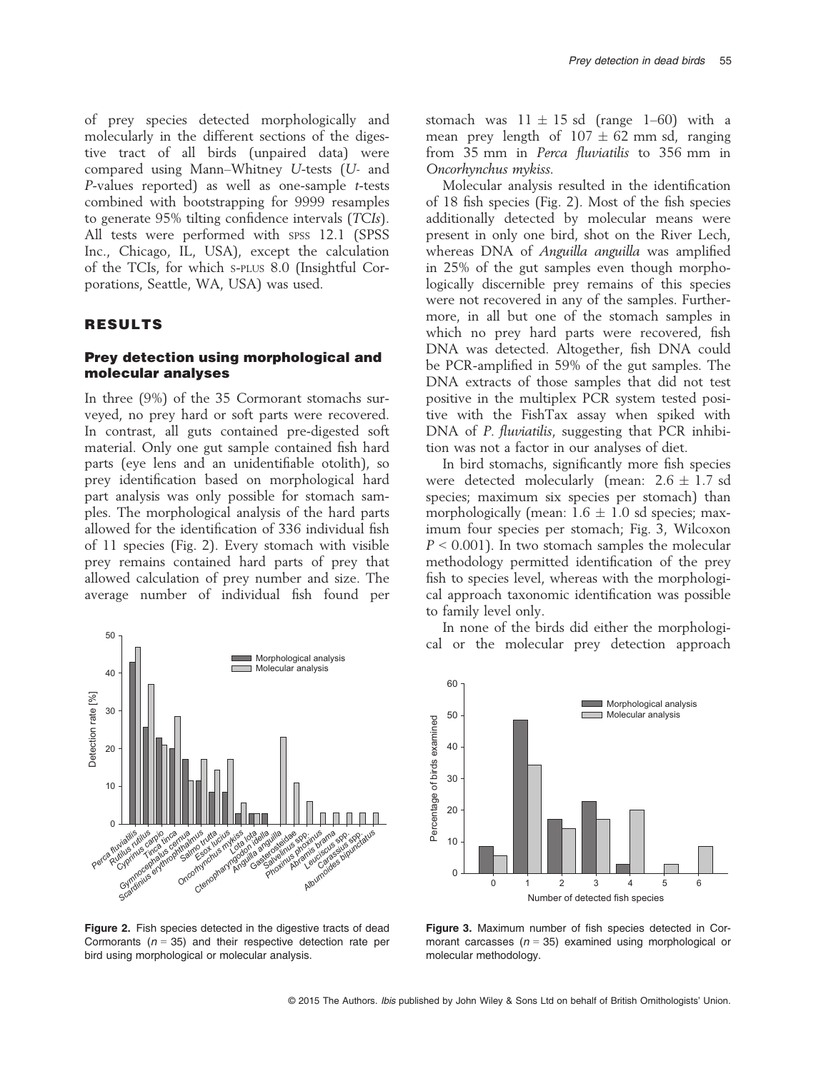of prey species detected morphologically and molecularly in the different sections of the digestive tract of all birds (unpaired data) were compared using Mann–Whitney *U*-tests (*U*- and *P*-values reported) as well as one-sample *t*-tests combined with bootstrapping for 9999 resamples to generate 95% tilting confidence intervals (*TCIs*). All tests were performed with SPSS 12.1 (SPSS Inc., Chicago, IL, USA), except the calculation of the TCIs, for which S-PLUS 8.0 (Insightful Corporations, Seattle, WA, USA) was used.

## RESULTS

### Prey detection using morphological and molecular analyses

In three (9%) of the 35 Cormorant stomachs surveyed, no prey hard or soft parts were recovered. In contrast, all guts contained pre-digested soft material. Only one gut sample contained fish hard parts (eye lens and an unidentifiable otolith), so prey identification based on morphological hard part analysis was only possible for stomach samples. The morphological analysis of the hard parts allowed for the identification of 336 individual fish of 11 species (Fig. 2). Every stomach with visible prey remains contained hard parts of prey that allowed calculation of prey number and size. The average number of individual fish found per stomach was $11 \pm 15$ sd (range 1–60) with a mean prey length of $107 \pm 62$ mm sd, ranging from 35 mm in *Perca fluviatilis* to 356 mm in *Oncorhynchus mykiss*.

Molecular analysis resulted in the identification of 18 fish species (Fig. 2). Most of the fish species additionally detected by molecular means were present in only one bird, shot on the River Lech, whereas DNA of *Anguilla anguilla* was amplified in 25% of the gut samples even though morphologically discernible prey remains of this species were not recovered in any of the samples. Furthermore, in all but one of the stomach samples in which no prey hard parts were recovered, fish DNA was detected. Altogether, fish DNA could be PCR-amplified in 59% of the gut samples. The DNA extracts of those samples that did not test positive in the multiplex PCR system tested positive with the FishTax assay when spiked with DNA of *P. fluviatilis*, suggesting that PCR inhibition was not a factor in our analyses of diet.

In bird stomachs, significantly more fish species were detected molecularly (mean: $2.6 \pm 1.7$ sd species; maximum six species per stomach) than morphologically (mean: $1.6 \pm 1.0$ sd species; maximum four species per stomach; Fig. 3, Wilcoxon $P < 0.001$). In two stomach samples the molecular methodology permitted identification of the prey fish to species level, whereas with the morphological approach taxonomic identification was possible to family level only.

In none of the birds did either the morphological or the molecular prey detection approach

**Figure 2.** Fish species detected in the digestive tracts of dead Cormorants ($n = 35$) and their respective detection rate per bird using morphological or molecular analysis.

**Figure 3.** Maximum number of fish species detected in Cormorant carcasses ($n = 35$) examined using morphological or molecular methodology.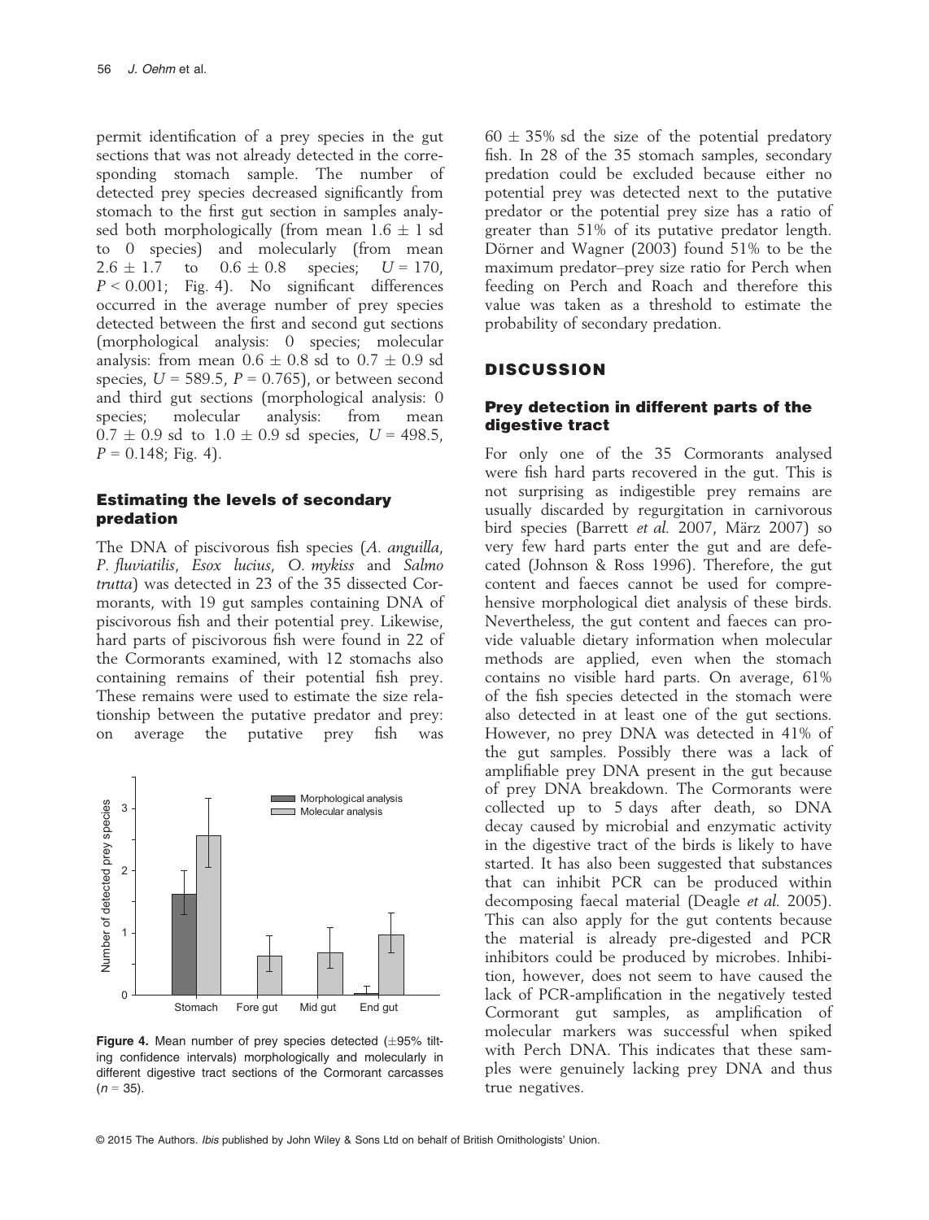permit identification of a prey species in the gut sections that was not already detected in the corresponding stomach sample. The number of detected prey species decreased significantly from stomach to the first gut section in samples analysed both morphologically (from mean $1.6 \pm 1$ sd to 0 species) and molecularly (from mean $2.6 \pm 1.7$ to $0.6 \pm 0.8$ species; $U = 170$, $P < 0.001$; Fig. 4). No significant differences occurred in the average number of prey species detected between the first and second gut sections (morphological analysis: 0 species; molecular analysis: from mean $0.6 \pm 0.8$ sd to $0.7 \pm 0.9$ sd species, $U = 589.5$, $P = 0.765$), or between second and third gut sections (morphological analysis: 0 species; molecular analysis: from mean $0.7 \pm 0.9$ sd to $1.0 \pm 0.9$ sd species, $U = 498.5$, $P = 0.148$; Fig. 4).

### Estimating the levels of secondary predation

The DNA of piscivorous fish species (*A. anguilla*, *P. fluviatilis*, *Esox lucius*, *O. mykiss* and *Salmo trutta*) was detected in 23 of the 35 dissected Cormorants, with 19 gut samples containing DNA of piscivorous fish and their potential prey. Likewise, hard parts of piscivorous fish were found in 22 of the Cormorants examined, with 12 stomachs also containing remains of their potential fish prey. These remains were used to estimate the size relationship between the putative predator and prey: on average the putative prey fish was $60 \pm 35\%$ sd the size of the potential predatory fish. In 28 of the 35 stomach samples, secondary predation could be excluded because either no potential prey was detected next to the putative predator or the potential prey size has a ratio of greater than 51% of its putative predator length. Dörner and Wagner (2003) found 51% to be the maximum predator–prey size ratio for Perch when feeding on Perch and Roach and therefore this value was taken as a threshold to estimate the probability of secondary predation.

**Figure 4.** Mean number of prey species detected (±95% tilting confidence intervals) morphologically and molecularly in different digestive tract sections of the Cormorant carcasses ($n = 35$).

## DISCUSSION

### Prey detection in different parts of the digestive tract

For only one of the 35 Cormorants analysed were fish hard parts recovered in the gut. This is not surprising as indigestible prey remains are usually discarded by regurgitation in carnivorous bird species (Barrett *et al.* 2007, März 2007) so very few hard parts enter the gut and are defecated (Johnson & Ross 1996). Therefore, the gut content and faeces cannot be used for comprehensive morphological diet analysis of these birds. Nevertheless, the gut content and faeces can provide valuable dietary information when molecular methods are applied, even when the stomach contains no visible hard parts. On average, 61% of the fish species detected in the stomach were also detected in at least one of the gut sections. However, no prey DNA was detected in 41% of the gut samples. Possibly there was a lack of amplifiable prey DNA present in the gut because of prey DNA breakdown. The Cormorants were collected up to 5 days after death, so DNA decay caused by microbial and enzymatic activity in the digestive tract of the birds is likely to have started. It has also been suggested that substances that can inhibit PCR can be produced within decomposing faecal material (Deagle *et al.* 2005). This can also apply for the gut contents because the material is already pre-digested and PCR inhibitors could be produced by microbes. Inhibition, however, does not seem to have caused the lack of PCR-amplification in the negatively tested Cormorant gut samples, as amplification of molecular markers was successful when spiked with Perch DNA. This indicates that these samples were genuinely lacking prey DNA and thus true negatives.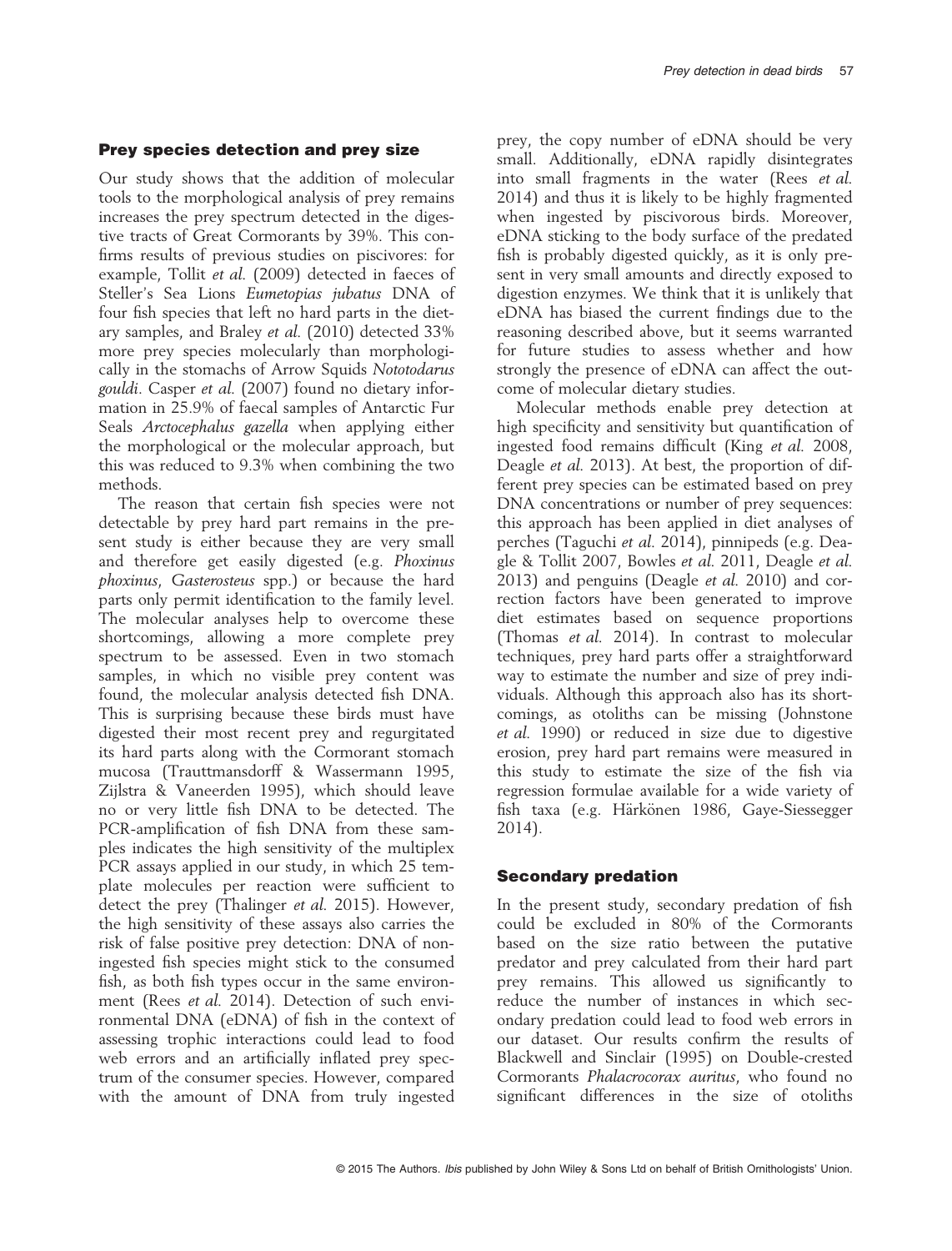## Prey species detection and prey size

Our study shows that the addition of molecular tools to the morphological analysis of prey remains increases the prey spectrum detected in the digestive tracts of Great Cormorants by 39%. This confirms results of previous studies on piscivores: for example, Tollit *et al.* (2009) detected in faeces of Steller's Sea Lions *Eumetopias jubatus* DNA of four fish species that left no hard parts in the dietary samples, and Braley *et al.* (2010) detected 33% more prey species molecularly than morphologically in the stomachs of Arrow Squids *Nototodarus gouldi*. Casper *et al.* (2007) found no dietary information in 25.9% of faecal samples of Antarctic Fur Seals *Arctocephalus gazella* when applying either the morphological or the molecular approach, but this was reduced to 9.3% when combining the two methods.

The reason that certain fish species were not detectable by prey hard part remains in the present study is either because they are very small and therefore get easily digested (e.g. *Phoxinus phoxinus*, *Gasterosteus* spp.) or because the hard parts only permit identification to the family level. The molecular analyses help to overcome these shortcomings, allowing a more complete prey spectrum to be assessed. Even in two stomach samples, in which no visible prey content was found, the molecular analysis detected fish DNA. This is surprising because these birds must have digested their most recent prey and regurgitated its hard parts along with the Cormorant stomach mucosa (Trauttmansdorff & Wassermann 1995, Zijlstra & Vaneerden 1995), which should leave no or very little fish DNA to be detected. The PCR-amplification of fish DNA from these samples indicates the high sensitivity of the multiplex PCR assays applied in our study, in which 25 template molecules per reaction were sufficient to detect the prey (Thalinger *et al.* 2015). However, the high sensitivity of these assays also carries the risk of false positive prey detection: DNA of non-ingested fish species might stick to the consumed fish, as both fish types occur in the same environment (Rees *et al.* 2014). Detection of such environmental DNA (eDNA) of fish in the context of assessing trophic interactions could lead to food web errors and an artificially inflated prey spectrum of the consumer species. However, compared with the amount of DNA from truly ingested prey, the copy number of eDNA should be very small. Additionally, eDNA rapidly disintegrates into small fragments in the water (Rees *et al.* 2014) and thus it is likely to be highly fragmented when ingested by piscivorous birds. Moreover, eDNA sticking to the body surface of the predated fish is probably digested quickly, as it is only present in very small amounts and directly exposed to digestion enzymes. We think that it is unlikely that eDNA has biased the current findings due to the reasoning described above, but it seems warranted for future studies to assess whether and how strongly the presence of eDNA can affect the outcome of molecular dietary studies.

Molecular methods enable prey detection at high specificity and sensitivity but quantification of ingested food remains difficult (King *et al.* 2008, Deagle *et al.* 2013). At best, the proportion of different prey species can be estimated based on prey DNA concentrations or number of prey sequences: this approach has been applied in diet analyses of perches (Taguchi *et al.* 2014), pinnipeds (e.g. Deagle & Tollit 2007, Bowles *et al.* 2011, Deagle *et al.* 2013) and penguins (Deagle *et al.* 2010) and correction factors have been generated to improve diet estimates based on sequence proportions (Thomas *et al.* 2014). In contrast to molecular techniques, prey hard parts offer a straightforward way to estimate the number and size of prey individuals. Although this approach also has its shortcomings, as otoliths can be missing (Johnstone *et al.* 1990) or reduced in size due to digestive erosion, prey hard part remains were measured in this study to estimate the size of the fish via regression formulae available for a wide variety of fish taxa (e.g. Härkönen 1986, Gaye-Siessegger 2014).

## Secondary predation

In the present study, secondary predation of fish could be excluded in 80% of the Cormorants based on the size ratio between the putative predator and prey calculated from their hard part prey remains. This allowed us significantly to reduce the number of instances in which secondary predation could lead to food web errors in our dataset. Our results confirm the results of Blackwell and Sinclair (1995) on Double-crested Cormorants *Phalacrocorax auritus*, who found no significant differences in the size of otoliths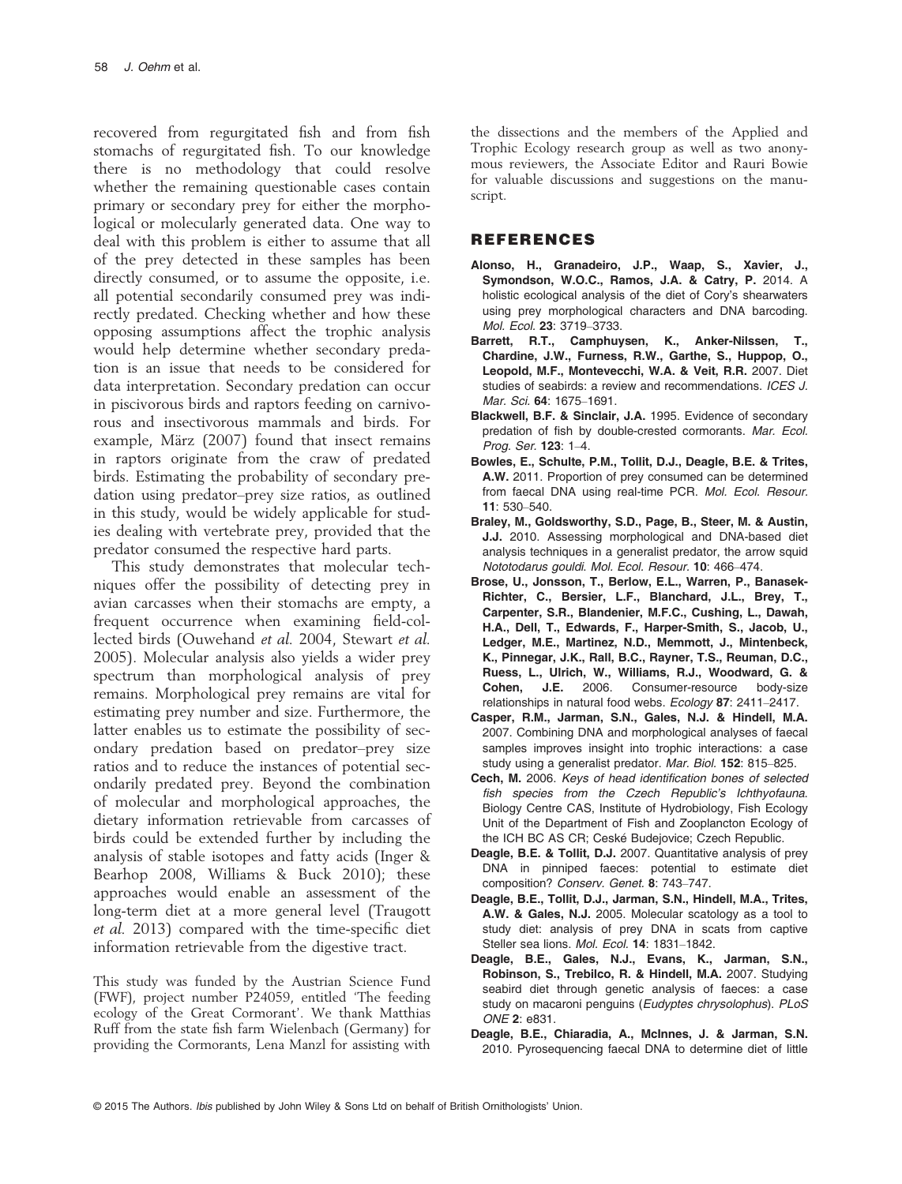recovered from regurgitated fish and from fish stomachs of regurgitated fish. To our knowledge there is no methodology that could resolve whether the remaining questionable cases contain primary or secondary prey for either the morphological or molecularly generated data. One way to deal with this problem is either to assume that all of the prey detected in these samples has been directly consumed, or to assume the opposite, i.e. all potential secondarily consumed prey was indirectly predated. Checking whether and how these opposing assumptions affect the trophic analysis would help determine whether secondary predation is an issue that needs to be considered for data interpretation. Secondary predation can occur in piscivorous birds and raptors feeding on carnivorous and insectivorous mammals and birds. For example, März (2007) found that insect remains in raptors originate from the craw of predated birds. Estimating the probability of secondary predation using predator–prey size ratios, as outlined in this study, would be widely applicable for studies dealing with vertebrate prey, provided that the predator consumed the respective hard parts.

This study demonstrates that molecular techniques offer the possibility of detecting prey in avian carcasses when their stomachs are empty, a frequent occurrence when examining field-collected birds (Ouwehand *et al.* 2004, Stewart *et al.* 2005). Molecular analysis also yields a wider prey spectrum than morphological analysis of prey remains. Morphological prey remains are vital for estimating prey number and size. Furthermore, the latter enables us to estimate the possibility of secondary predation based on predator–prey size ratios and to reduce the instances of potential secondarily predated prey. Beyond the combination of molecular and morphological approaches, the dietary information retrievable from carcasses of birds could be extended further by including the analysis of stable isotopes and fatty acids (Inger & Bearhop 2008, Williams & Buck 2010); these approaches would enable an assessment of the long-term diet at a more general level (Traugott *et al.* 2013) compared with the time-specific diet information retrievable from the digestive tract.

This study was funded by the Austrian Science Fund (FWF), project number P24059, entitled 'The feeding ecology of the Great Cormorant'. We thank Matthias Ruff from the state fish farm Wielenbach (Germany) for providing the Cormorants, Lena Manzl for assisting with the dissections and the members of the Applied and Trophic Ecology research group as well as two anonymous reviewers, the Associate Editor and Rauri Bowie for valuable discussions and suggestions on the manuscript.

## REFERENCES

**Alonso, H., Granadeiro, J.P., Waap, S., Xavier, J., Symondson, W.O.C., Ramos, J.A. & Catry, P.** 2014. A holistic ecological analysis of the diet of Cory's shearwaters using prey morphological characters and DNA barcoding. *Mol. Ecol.* **23**: 3719–3733.

**Barrett, R.T., Camphuysen, K., Anker-Nilssen, T., Chardine, J.W., Furness, R.W., Garthe, S., Huppop, O., Leopold, M.F., Montevecchi, W.A. & Veit, R.R.** 2007. Diet studies of seabirds: a review and recommendations. *ICES J. Mar. Sci.* **64**: 1675–1691.

**Blackwell, B.F. & Sinclair, J.A.** 1995. Evidence of secondary predation of fish by double-crested cormorants. *Mar. Ecol. Prog. Ser.* **123**: 1–4.

**Bowles, E., Schulte, P.M., Tollit, D.J., Deagle, B.E. & Trites, A.W.** 2011. Proportion of prey consumed can be determined from faecal DNA using real-time PCR. *Mol. Ecol. Resour.* **11**: 530–540.

**Braley, M., Goldsworthy, S.D., Page, B., Steer, M. & Austin, J.J.** 2010. Assessing morphological and DNA-based diet analysis techniques in a generalist predator, the arrow squid *Nototodarus gouldi*. *Mol. Ecol. Resour.* **10**: 466–474.

**Brose, U., Jonsson, T., Berlow, E.L., Warren, P., Banasek-Richter, C., Bersier, L.F., Blanchard, J.L., Brey, T., Carpenter, S.R., Blandenier, M.F.C., Cushing, L., Dawah, H.A., Dell, T., Edwards, F., Harper-Smith, S., Jacob, U., Ledger, M.E., Martinez, N.D., Memmott, J., Mintenbeck, K., Pinnegar, J.K., Rall, B.C., Rayner, T.S., Reuman, D.C., Ruess, L., Ulrich, W., Williams, R.J., Woodward, G. & Cohen, J.E.** 2006. Consumer-resource body-size relationships in natural food webs. *Ecology* **87**: 2411–2417.

**Casper, R.M., Jarman, S.N., Gales, N.J. & Hindell, M.A.** 2007. Combining DNA and morphological analyses of faecal samples improves insight into trophic interactions: a case study using a generalist predator. *Mar. Biol.* **152**: 815–825.

**Cech, M.** 2006. *Keys of head identification bones of selected fish species from the Czech Republic's Ichthyofauna.* Biology Centre CAS, Institute of Hydrobiology, Fish Ecology Unit of the Department of Fish and Zooplancton Ecology of the ICH BC AS CR; Ceské Budejovice; Czech Republic.

**Deagle, B.E. & Tollit, D.J.** 2007. Quantitative analysis of prey DNA in pinniped faeces: potential to estimate diet composition? *Conserv. Genet.* **8**: 743–747.

**Deagle, B.E., Tollit, D.J., Jarman, S.N., Hindell, M.A., Trites, A.W. & Gales, N.J.** 2005. Molecular scatology as a tool to study diet: analysis of prey DNA in scats from captive Steller sea lions. *Mol. Ecol.* **14**: 1831–1842.

**Deagle, B.E., Gales, N.J., Evans, K., Jarman, S.N., Robinson, S., Trebilco, R. & Hindell, M.A.** 2007. Studying seabird diet through genetic analysis of faeces: a case study on macaroni penguins (*Eudyptes chrysolophus*). *PLoS ONE* **2**: e831.

**Deagle, B.E., Chiaradia, A., McInnes, J. & Jarman, S.N.** 2010. Pyrosequencing faecal DNA to determine diet of little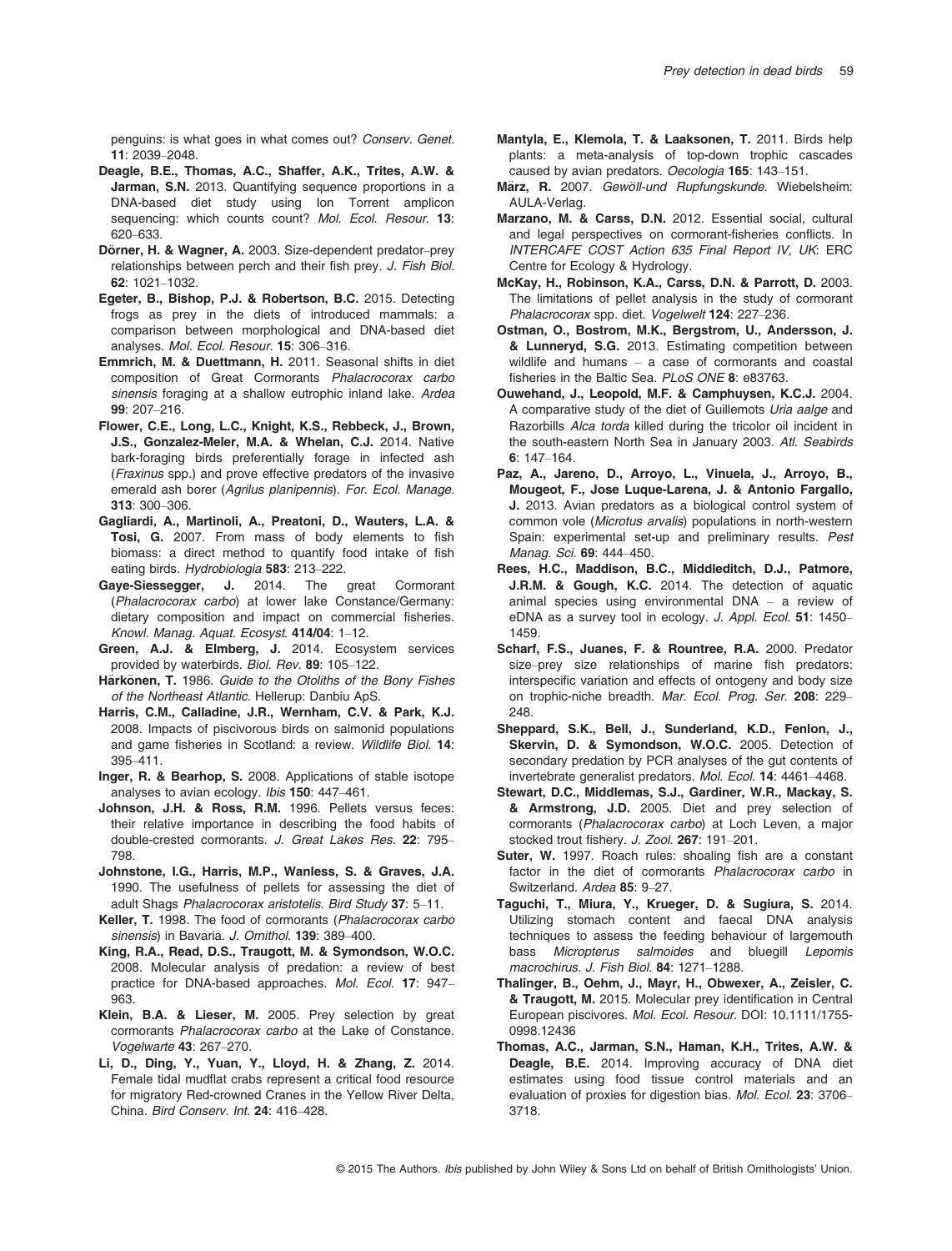penguins: is what goes in what comes out? *Conserv. Genet.* **11**: 2039–2048.

**Deagle, B.E., Thomas, A.C., Shaffer, A.K., Trites, A.W. & Jarman, S.N.** 2013. Quantifying sequence proportions in a DNA-based diet study using Ion Torrent amplicon sequencing: which counts count? *Mol. Ecol. Resour.* **13**: 620–633.

**Dörner, H. & Wagner, A.** 2003. Size-dependent predator–prey relationships between perch and their fish prey. *J. Fish Biol.* **62**: 1021–1032.

**Egeter, B., Bishop, P.J. & Robertson, B.C.** 2015. Detecting frogs as prey in the diets of introduced mammals: a comparison between morphological and DNA-based diet analyses. *Mol. Ecol. Resour.* **15**: 306–316.

**Emmrich, M. & Duettmann, H.** 2011. Seasonal shifts in diet composition of Great Cormorants *Phalacrocorax carbo sinensis* foraging at a shallow eutrophic inland lake. *Ardea* **99**: 207–216.

**Flower, C.E., Long, L.C., Knight, K.S., Rebbeck, J., Brown, J.S., Gonzalez-Meler, M.A. & Whelan, C.J.** 2014. Native bark-foraging birds preferentially forage in infected ash (*Fraxinus* spp.) and prove effective predators of the invasive emerald ash borer (*Agrilus planipennis*). *For. Ecol. Manage.* **313**: 300–306.

**Gagliardi, A., Martinoli, A., Preatoni, D., Wauters, L.A. & Tosi, G.** 2007. From mass of body elements to fish biomass: a direct method to quantify food intake of fish eating birds. *Hydrobiologia* **583**: 213–222.

**Gaye-Siessegger, J.** 2014. The great Cormorant (*Phalacrocorax carbo*) at lower lake Constance/Germany: dietary composition and impact on commercial fisheries. *Knowl. Manag. Aquat. Ecosyst.* **414/04**: 1–12.

**Green, A.J. & Elmberg, J.** 2014. Ecosystem services provided by waterbirds. *Biol. Rev.* **89**: 105–122.

**Härkönen, T.** 1986. *Guide to the Otoliths of the Bony Fishes of the Northeast Atlantic*. Hellerup: Danbiu ApS.

**Harris, C.M., Calladine, J.R., Wernham, C.V. & Park, K.J.** 2008. Impacts of piscivorous birds on salmonid populations and game fisheries in Scotland: a review. *Wildlife Biol.* **14**: 395–411.

**Inger, R. & Bearhop, S.** 2008. Applications of stable isotope analyses to avian ecology. *Ibis* **150**: 447–461.

**Johnson, J.H. & Ross, R.M.** 1996. Pellets versus feces: their relative importance in describing the food habits of double-crested cormorants. *J. Great Lakes Res.* **22**: 795–798.

**Johnstone, I.G., Harris, M.P., Wanless, S. & Graves, J.A.** 1990. The usefulness of pellets for assessing the diet of adult Shags *Phalacrocorax aristotelis*. *Bird Study* **37**: 5–11.

**Keller, T.** 1998. The food of cormorants (*Phalacrocorax carbo sinensis*) in Bavaria. *J. Ornithol.* **139**: 389–400.

**King, R.A., Read, D.S., Traugott, M. & Symondson, W.O.C.** 2008. Molecular analysis of predation: a review of best practice for DNA-based approaches. *Mol. Ecol.* **17**: 947–963.

**Klein, B.A. & Lieser, M.** 2005. Prey selection by great cormorants *Phalacrocorax carbo* at the Lake of Constance. *Vogelwarte* **43**: 267–270.

**Li, D., Ding, Y., Yuan, Y., Lloyd, H. & Zhang, Z.** 2014. Female tidal mudflat crabs represent a critical food resource for migratory Red-crowned Cranes in the Yellow River Delta, China. *Bird Conserv. Int.* **24**: 416–428.

**Mantyla, E., Klemola, T. & Laaksonen, T.** 2011. Birds help plants: a meta-analysis of top-down trophic cascades caused by avian predators. *Oecologia* **165**: 143–151.

**März, R.** 2007. *Gewöll-und Rupfungskunde.* Wiebelsheim: AULA-Verlag.

**Marzano, M. & Carss, D.N.** 2012. Essential social, cultural and legal perspectives on cormorant-fisheries conflicts. In *INTERCAFE COST Action 635 Final Report IV, UK*: ERC Centre for Ecology & Hydrology.

**McKay, H., Robinson, K.A., Carss, D.N. & Parrott, D.** 2003. The limitations of pellet analysis in the study of cormorant *Phalacrocorax* spp. diet. *Vogelwelt* **124**: 227–236.

**Ostman, O., Bostrom, M.K., Bergstrom, U., Andersson, J. & Lunneryd, S.G.** 2013. Estimating competition between wildlife and humans – a case of cormorants and coastal fisheries in the Baltic Sea. *PLoS ONE* **8**: e83763.

**Ouwehand, J., Leopold, M.F. & Camphuysen, K.C.J.** 2004. A comparative study of the diet of Guillemots *Uria aalge* and Razorbills *Alca torda* killed during the tricolor oil incident in the south-eastern North Sea in January 2003. *Atl. Seabirds* **6**: 147–164.

**Paz, A., Jareno, D., Arroyo, L., Vinuela, J., Arroyo, B., Mougeot, F., Jose Luque-Larena, J. & Antonio Fargallo, J.** 2013. Avian predators as a biological control system of common vole (*Microtus arvalis*) populations in north-western Spain: experimental set-up and preliminary results. *Pest Manag. Sci.* **69**: 444–450.

**Rees, H.C., Maddison, B.C., Middleditch, D.J., Patmore, J.R.M. & Gough, K.C.** 2014. The detection of aquatic animal species using environmental DNA – a review of eDNA as a survey tool in ecology. *J. Appl. Ecol.* **51**: 1450–1459.

**Scharf, F.S., Juanes, F. & Rountree, R.A.** 2000. Predator size–prey size relationships of marine fish predators: interspecific variation and effects of ontogeny and body size on trophic-niche breadth. *Mar. Ecol. Prog. Ser.* **208**: 229–248.

**Sheppard, S.K., Bell, J., Sunderland, K.D., Fenlon, J., Skervin, D. & Symondson, W.O.C.** 2005. Detection of secondary predation by PCR analyses of the gut contents of invertebrate generalist predators. *Mol. Ecol.* **14**: 4461–4468.

**Stewart, D.C., Middlemas, S.J., Gardiner, W.R., Mackay, S. & Armstrong, J.D.** 2005. Diet and prey selection of cormorants (*Phalacrocorax carbo*) at Loch Leven, a major stocked trout fishery. *J. Zool.* **267**: 191–201.

**Suter, W.** 1997. Roach rules: shoaling fish are a constant factor in the diet of cormorants *Phalacrocorax carbo* in Switzerland. *Ardea* **85**: 9–27.

**Taguchi, T., Miura, Y., Krueger, D. & Sugiura, S.** 2014. Utilizing stomach content and faecal DNA analysis techniques to assess the feeding behaviour of largemouth bass *Micropterus salmoides* and bluegill *Lepomis macrochirus*. *J. Fish Biol.* **84**: 1271–1288.

**Thalinger, B., Oehm, J., Mayr, H., Obwexer, A., Zeisler, C. & Traugott, M.** 2015. Molecular prey identification in Central European piscivores. *Mol. Ecol. Resour.* DOI: 10.1111/1755-0998.12436

**Thomas, A.C., Jarman, S.N., Haman, K.H., Trites, A.W. & Deagle, B.E.** 2014. Improving accuracy of DNA diet estimates using food tissue control materials and an evaluation of proxies for digestion bias. *Mol. Ecol.* **23**: 3706–3718.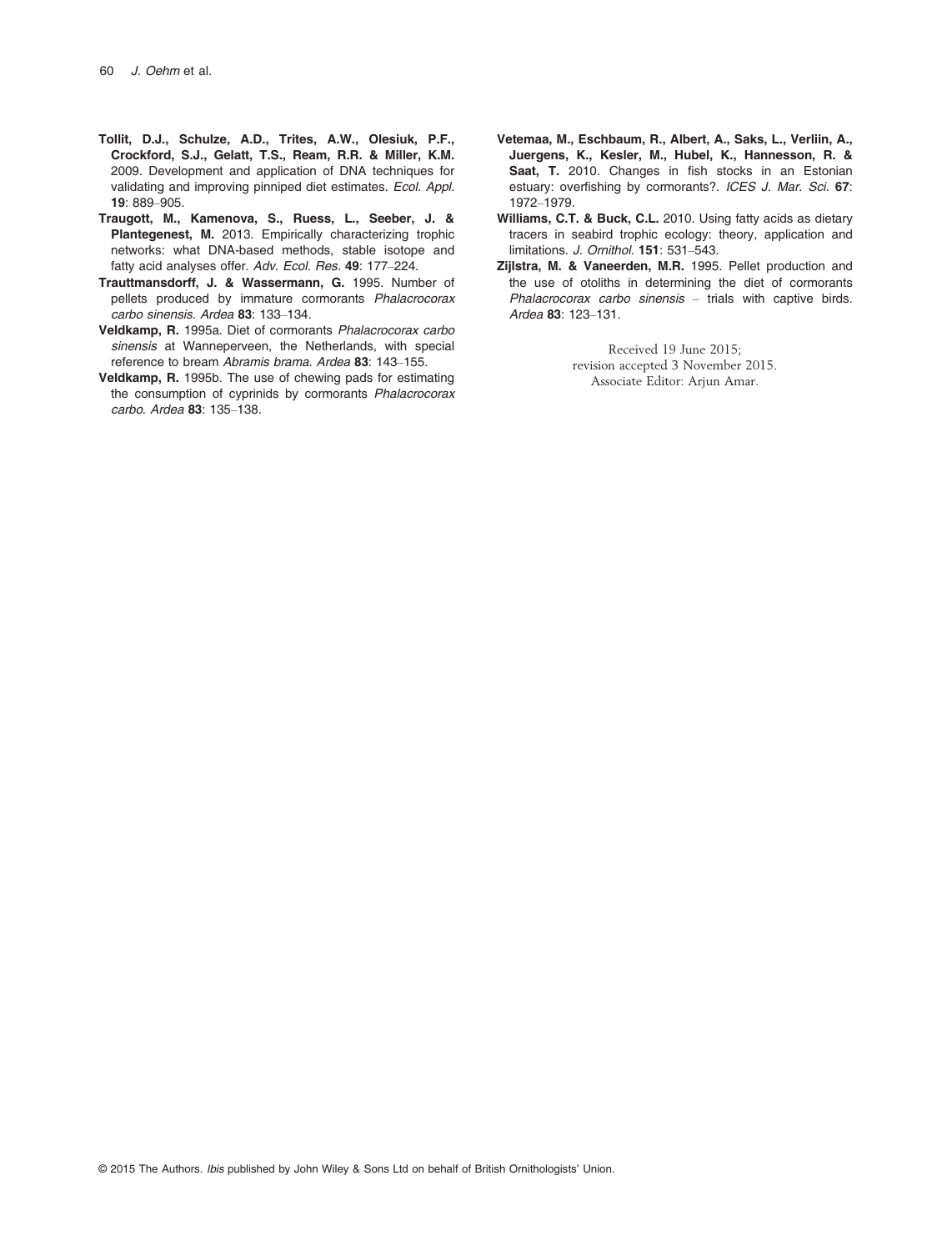**Tollit, D.J., Schulze, A.D., Trites, A.W., Olesiuk, P.F., Crockford, S.J., Gelatt, T.S., Ream, R.R. & Miller, K.M.** 2009. Development and application of DNA techniques for validating and improving pinniped diet estimates. *Ecol. Appl.* **19**: 889–905.

**Traugott, M., Kamenova, S., Ruess, L., Seeber, J. & Plantegenest, M.** 2013. Empirically characterizing trophic networks: what DNA-based methods, stable isotope and fatty acid analyses offer. *Adv. Ecol. Res.* **49**: 177–224.

**Trauttmansdorff, J. & Wassermann, G.** 1995. Number of pellets produced by immature cormorants *Phalacrocorax carbo sinensis*. *Ardea* **83**: 133–134.

**Veldkamp, R.** 1995a. Diet of cormorants *Phalacrocorax carbo sinensis* at Wanneperveen, the Netherlands, with special reference to bream *Abramis brama*. *Ardea* **83**: 143–155.

**Veldkamp, R.** 1995b. The use of chewing pads for estimating the consumption of cyprinids by cormorants *Phalacrocorax carbo*. *Ardea* **83**: 135–138.

**Vetemaa, M., Eschbaum, R., Albert, A., Saks, L., Verliin, A., Juergens, K., Kesler, M., Hubel, K., Hannesson, R. & Saat, T.** 2010. Changes in fish stocks in an Estonian estuary: overfishing by cormorants?. *ICES J. Mar. Sci.* **67**: 1972–1979.

**Williams, C.T. & Buck, C.L.** 2010. Using fatty acids as dietary tracers in seabird trophic ecology: theory, application and limitations. *J. Ornithol.* **151**: 531–543.

**Zijlstra, M. & Vaneerden, M.R.** 1995. Pellet production and the use of otoliths in determining the diet of cormorants *Phalacrocorax carbo sinensis* – trials with captive birds. *Ardea* **83**: 123–131.

Received 19 June 2015;
revision accepted 3 November 2015.
Associate Editor: Arjun Amar.

© 2015 The Authors. *Ibis* published by John Wiley & Sons Ltd on behalf of British Ornithologists' Union.